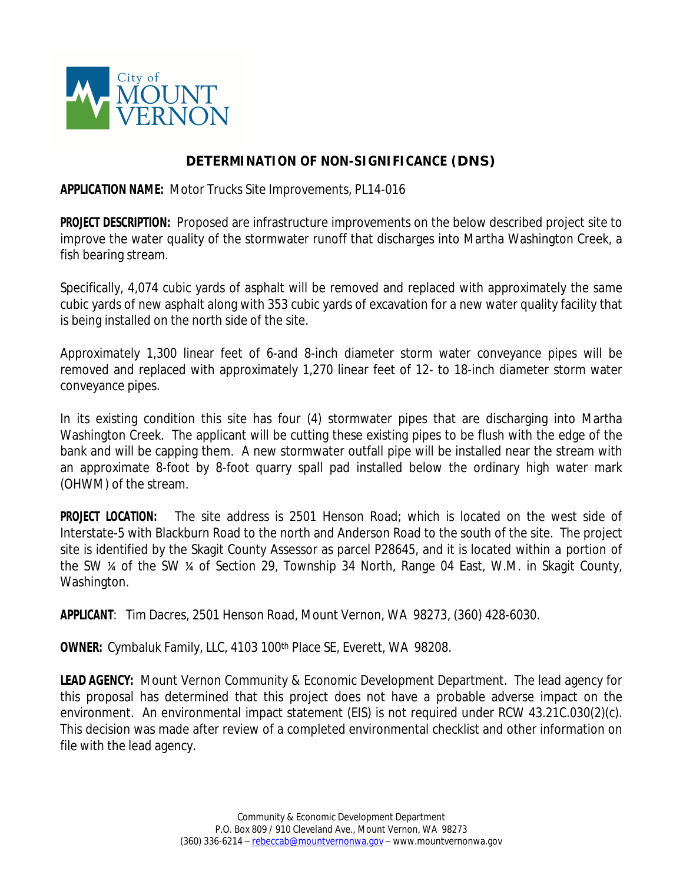City of MOUNT VERNON

# DETERMINATION OF NON-SIGNIFICANCE (DNS)

**APPLICATION NAME:** Motor Trucks Site Improvements, PL14-016

**PROJECT DESCRIPTION:** Proposed are infrastructure improvements on the below described project site to improve the water quality of the stormwater runoff that discharges into Martha Washington Creek, a fish bearing stream.

Specifically, 4,074 cubic yards of asphalt will be removed and replaced with approximately the same cubic yards of new asphalt along with 353 cubic yards of excavation for a new water quality facility that is being installed on the north side of the site.

Approximately 1,300 linear feet of 6-and 8-inch diameter storm water conveyance pipes will be removed and replaced with approximately 1,270 linear feet of 12- to 18-inch diameter storm water conveyance pipes.

In its existing condition this site has four (4) stormwater pipes that are discharging into Martha Washington Creek. The applicant will be cutting these existing pipes to be flush with the edge of the bank and will be capping them. A new stormwater outfall pipe will be installed near the stream with an approximate 8-foot by 8-foot quarry spall pad installed below the ordinary high water mark (OHWM) of the stream.

**PROJECT LOCATION:** The site address is 2501 Henson Road; which is located on the west side of Interstate-5 with Blackburn Road to the north and Anderson Road to the south of the site. The project site is identified by the Skagit County Assessor as parcel P28645, and it is located within a portion of the SW ¼ of the SW ¼ of Section 29, Township 34 North, Range 04 East, W.M. in Skagit County, Washington.

**APPLICANT**: Tim Dacres, 2501 Henson Road, Mount Vernon, WA 98273, (360) 428-6030.

**OWNER:** Cymbaluk Family, LLC, 4103 100th Place SE, Everett, WA 98208.

**LEAD AGENCY:** Mount Vernon Community & Economic Development Department. The lead agency for this proposal has determined that this project does not have a probable adverse impact on the environment. An environmental impact statement (EIS) is not required under RCW 43.21C.030(2)(c). This decision was made after review of a completed environmental checklist and other information on file with the lead agency.

Community & Economic Development Department
P.O. Box 809 / 910 Cleveland Ave., Mount Vernon, WA 98273
(360) 336-6214 – rebeccab@mountvernonwa.gov – www.mountvernonwa.gov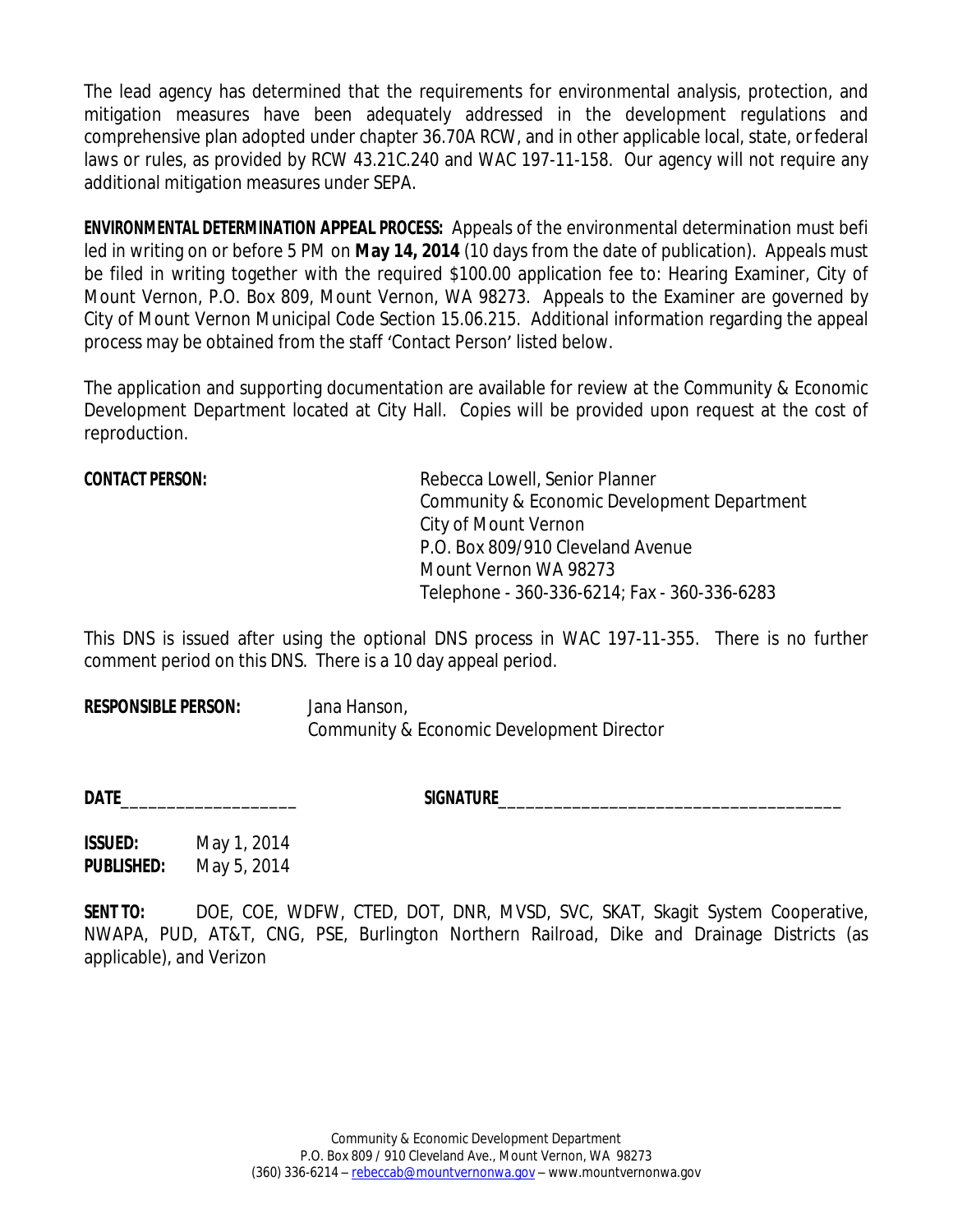The lead agency has determined that the requirements for environmental analysis, protection, and mitigation measures have been adequately addressed in the development regulations and comprehensive plan adopted under chapter 36.70A RCW, and in other applicable local, state, or federal laws or rules, as provided by RCW 43.21C.240 and WAC 197-11-158. Our agency will not require any additional mitigation measures under SEPA.

**ENVIRONMENTAL DETERMINATION APPEAL PROCESS:** Appeals of the environmental determination must befi led in writing on or before 5 PM on **May 14, 2014** (10 days from the date of publication). Appeals must be filed in writing together with the required $100.00 application fee to: Hearing Examiner, City of Mount Vernon, P.O. Box 809, Mount Vernon, WA 98273. Appeals to the Examiner are governed by City of Mount Vernon Municipal Code Section 15.06.215. Additional information regarding the appeal process may be obtained from the staff 'Contact Person' listed below.

The application and supporting documentation are available for review at the Community & Economic Development Department located at City Hall. Copies will be provided upon request at the cost of reproduction.

**CONTACT PERSON:**

Rebecca Lowell, Senior Planner
Community & Economic Development Department
City of Mount Vernon
P.O. Box 809/910 Cleveland Avenue
Mount Vernon WA 98273
Telephone - 360-336-6214; Fax - 360-336-6283

This DNS is issued after using the optional DNS process in WAC 197-11-355. There is no further comment period on this DNS. There is a 10 day appeal period.

**RESPONSIBLE PERSON:** Jana Hanson,
Community & Economic Development Director

**DATE**___________________ **SIGNATURE**_____________________________________

**ISSUED:** May 1, 2014
**PUBLISHED:** May 5, 2014

**SENT TO:** DOE, COE, WDFW, CTED, DOT, DNR, MVSD, SVC, SKAT, Skagit System Cooperative, NWAPA, PUD, AT&T, CNG, PSE, Burlington Northern Railroad, Dike and Drainage Districts (as applicable), and Verizon